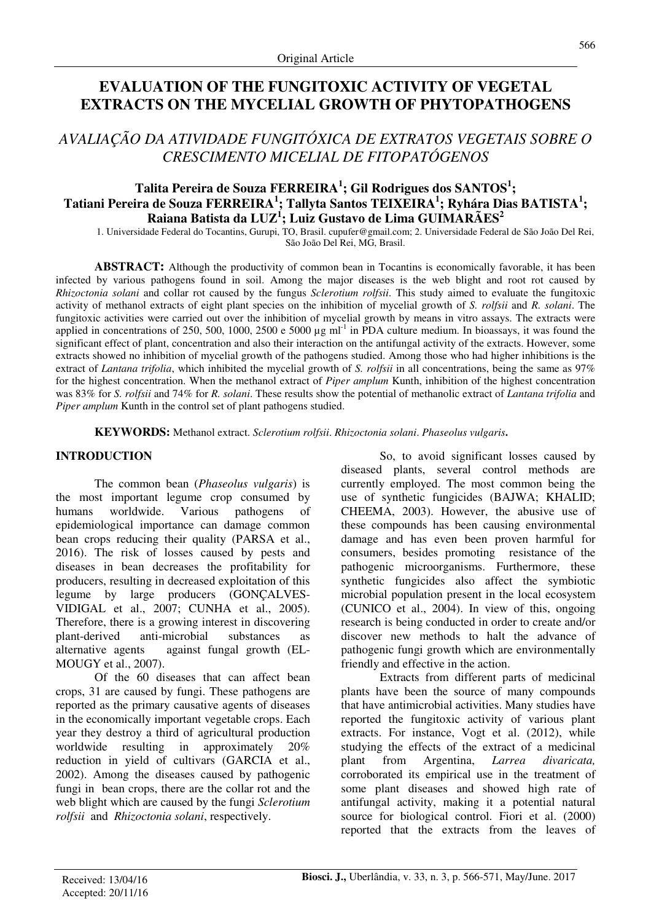Original Article

# EVALUATION OF THE FUNGITOXIC ACTIVITY OF VEGETAL EXTRACTS ON THE MYCELIAL GROWTH OF PHYTOPATHOGENS

## *AVALIAÇÃO DA ATIVIDADE FUNGITÓXICA DE EXTRATOS VEGETAIS SOBRE O CRESCIMENTO MICELIAL DE FITOPATÓGENOS*

**Talita Pereira de Souza FERREIRA[1]; Gil Rodrigues dos SANTOS[1]; Tatiani Pereira de Souza FERREIRA[1]; Tallyta Santos TEIXEIRA[1]; Ryhára Dias BATISTA[1]; Raiana Batista da LUZ[1]; Luiz Gustavo de Lima GUIMARÃES[2]**

1. Universidade Federal do Tocantins, Gurupi, TO, Brasil. cupufer@gmail.com; 2. Universidade Federal de São João Del Rei, São João Del Rei, MG, Brasil.

**ABSTRACT:** Although the productivity of common bean in Tocantins is economically favorable, it has been infected by various pathogens found in soil. Among the major diseases is the web blight and root rot caused by *Rhizoctonia solani* and collar rot caused by the fungus *Sclerotium rolfsii*. This study aimed to evaluate the fungitoxic activity of methanol extracts of eight plant species on the inhibition of mycelial growth of *S. rolfsii* and *R. solani*. The fungitoxic activities were carried out over the inhibition of mycelial growth by means in vitro assays. The extracts were applied in concentrations of 250, 500, 1000, 2500 e 5000 µg ml$^{-1}$ in PDA culture medium. In bioassays, it was found the significant effect of plant, concentration and also their interaction on the antifungal activity of the extracts. However, some extracts showed no inhibition of mycelial growth of the pathogens studied. Among those who had higher inhibitions is the extract of *Lantana trifolia*, which inhibited the mycelial growth of *S. rolfsii* in all concentrations, being the same as 97% for the highest concentration. When the methanol extract of *Piper amplum* Kunth, inhibition of the highest concentration was 83% for *S. rolfsii* and 74% for *R. solani*. These results show the potential of methanolic extract of *Lantana trifolia* and *Piper amplum* Kunth in the control set of plant pathogens studied.

**KEYWORDS:** Methanol extract. *Sclerotium rolfsii*. *Rhizoctonia solani*. *Phaseolus vulgaris***.**

## INTRODUCTION

The common bean (*Phaseolus vulgaris*) is the most important legume crop consumed by humans worldwide. Various pathogens of epidemiological importance can damage common bean crops reducing their quality (PARSA et al., 2016). The risk of losses caused by pests and diseases in bean decreases the profitability for producers, resulting in decreased exploitation of this legume by large producers (GONÇALVES-VIDIGAL et al., 2007; CUNHA et al., 2005). Therefore, there is a growing interest in discovering plant-derived anti-microbial substances as alternative agents against fungal growth (EL-MOUGY et al., 2007).

Of the 60 diseases that can affect bean crops, 31 are caused by fungi. These pathogens are reported as the primary causative agents of diseases in the economically important vegetable crops. Each year they destroy a third of agricultural production worldwide resulting in approximately 20% reduction in yield of cultivars (GARCIA et al., 2002). Among the diseases caused by pathogenic fungi in bean crops, there are the collar rot and the web blight which are caused by the fungi *Sclerotium rolfsii* and *Rhizoctonia solani*, respectively.

So, to avoid significant losses caused by diseased plants, several control methods are currently employed. The most common being the use of synthetic fungicides (BAJWA; KHALID; CHEEMA, 2003). However, the abusive use of these compounds has been causing environmental damage and has even been proven harmful for consumers, besides promoting resistance of the pathogenic microorganisms. Furthermore, these synthetic fungicides also affect the symbiotic microbial population present in the local ecosystem (CUNICO et al., 2004). In view of this, ongoing research is being conducted in order to create and/or discover new methods to halt the advance of pathogenic fungi growth which are environmentally friendly and effective in the action.

Extracts from different parts of medicinal plants have been the source of many compounds that have antimicrobial activities. Many studies have reported the fungitoxic activity of various plant extracts. For instance, Vogt et al. (2012), while studying the effects of the extract of a medicinal plant from Argentina, *Larrea divaricata,* corroborated its empirical use in the treatment of some plant diseases and showed high rate of antifungal activity, making it a potential natural source for biological control. Fiori et al. (2000) reported that the extracts from the leaves of

Received: 13/04/16
Accepted: 20/11/16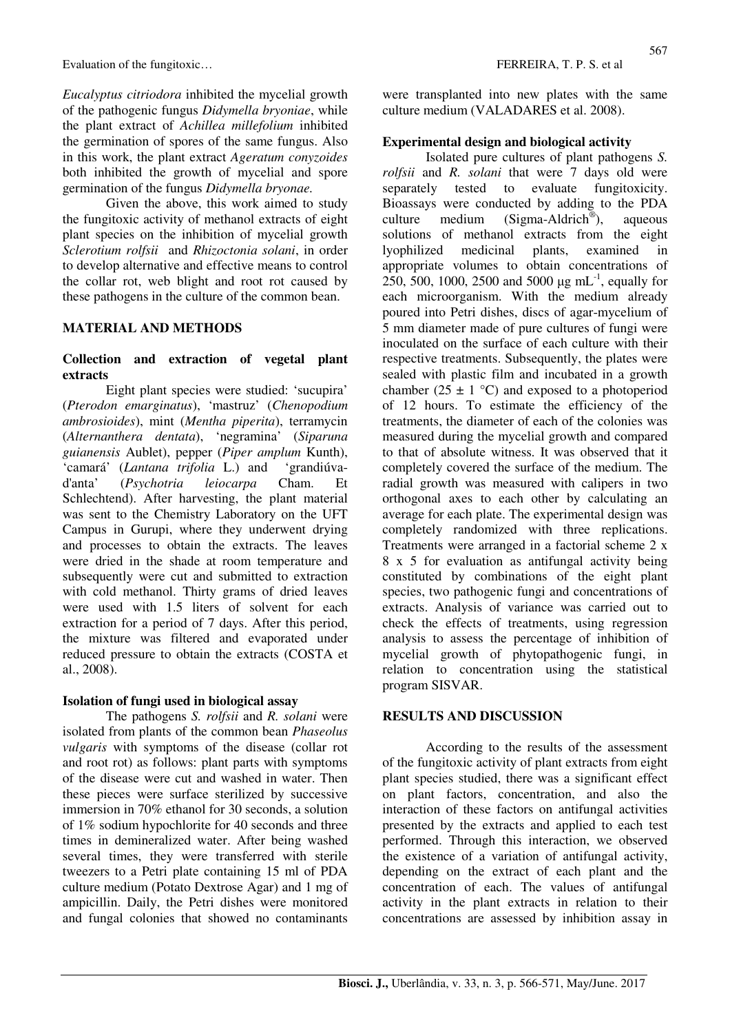*Eucalyptus citriodora* inhibited the mycelial growth of the pathogenic fungus *Didymella bryoniae*, while the plant extract of *Achillea millefolium* inhibited the germination of spores of the same fungus. Also in this work, the plant extract *Ageratum conyzoides* both inhibited the growth of mycelial and spore germination of the fungus *Didymella bryonae.*

Given the above, this work aimed to study the fungitoxic activity of methanol extracts of eight plant species on the inhibition of mycelial growth *Sclerotium rolfsii* and *Rhizoctonia solani*, in order to develop alternative and effective means to control the collar rot, web blight and root rot caused by these pathogens in the culture of the common bean.

## MATERIAL AND METHODS

### Collection and extraction of vegetal plant extracts

Eight plant species were studied: 'sucupira' (*Pterodon emarginatus*), 'mastruz' (*Chenopodium ambrosioides*), mint (*Mentha piperita*), terramycin (*Alternanthera dentata*), 'negramina' (*Siparuna guianensis* Aublet), pepper (*Piper amplum* Kunth), 'camará' (*Lantana trifolia* L.) and 'grandiúva-d'anta' (*Psychotria leiocarpa* Cham. Et Schlechtend). After harvesting, the plant material was sent to the Chemistry Laboratory on the UFT Campus in Gurupi, where they underwent drying and processes to obtain the extracts. The leaves were dried in the shade at room temperature and subsequently were cut and submitted to extraction with cold methanol. Thirty grams of dried leaves were used with 1.5 liters of solvent for each extraction for a period of 7 days. After this period, the mixture was filtered and evaporated under reduced pressure to obtain the extracts (COSTA et al., 2008).

### Isolation of fungi used in biological assay

The pathogens *S. rolfsii* and *R. solani* were isolated from plants of the common bean *Phaseolus vulgaris* with symptoms of the disease (collar rot and root rot) as follows: plant parts with symptoms of the disease were cut and washed in water. Then these pieces were surface sterilized by successive immersion in 70% ethanol for 30 seconds, a solution of 1% sodium hypochlorite for 40 seconds and three times in demineralized water. After being washed several times, they were transferred with sterile tweezers to a Petri plate containing 15 ml of PDA culture medium (Potato Dextrose Agar) and 1 mg of ampicillin. Daily, the Petri dishes were monitored and fungal colonies that showed no contaminants were transplanted into new plates with the same culture medium (VALADARES et al. 2008).

### Experimental design and biological activity

Isolated pure cultures of plant pathogens *S. rolfsii* and *R. solani* that were 7 days old were separately tested to evaluate fungitoxicity. Bioassays were conducted by adding to the PDA culture medium (Sigma-Aldrich®), aqueous solutions of methanol extracts from the eight lyophilized medicinal plants, examined in appropriate volumes to obtain concentrations of 250, 500, 1000, 2500 and 5000 μg $mL^{-1}$, equally for each microorganism. With the medium already poured into Petri dishes, discs of agar-mycelium of 5 mm diameter made of pure cultures of fungi were inoculated on the surface of each culture with their respective treatments. Subsequently, the plates were sealed with plastic film and incubated in a growth chamber (25 ± 1 °C) and exposed to a photoperiod of 12 hours. To estimate the efficiency of the treatments, the diameter of each of the colonies was measured during the mycelial growth and compared to that of absolute witness. It was observed that it completely covered the surface of the medium. The radial growth was measured with calipers in two orthogonal axes to each other by calculating an average for each plate. The experimental design was completely randomized with three replications. Treatments were arranged in a factorial scheme 2 x 8 x 5 for evaluation as antifungal activity being constituted by combinations of the eight plant species, two pathogenic fungi and concentrations of extracts. Analysis of variance was carried out to check the effects of treatments, using regression analysis to assess the percentage of inhibition of mycelial growth of phytopathogenic fungi, in relation to concentration using the statistical program SISVAR.

## RESULTS AND DISCUSSION

According to the results of the assessment of the fungitoxic activity of plant extracts from eight plant species studied, there was a significant effect on plant factors, concentration, and also the interaction of these factors on antifungal activities presented by the extracts and applied to each test performed. Through this interaction, we observed the existence of a variation of antifungal activity, depending on the extract of each plant and the concentration of each. The values of antifungal activity in the plant extracts in relation to their concentrations are assessed by inhibition assay in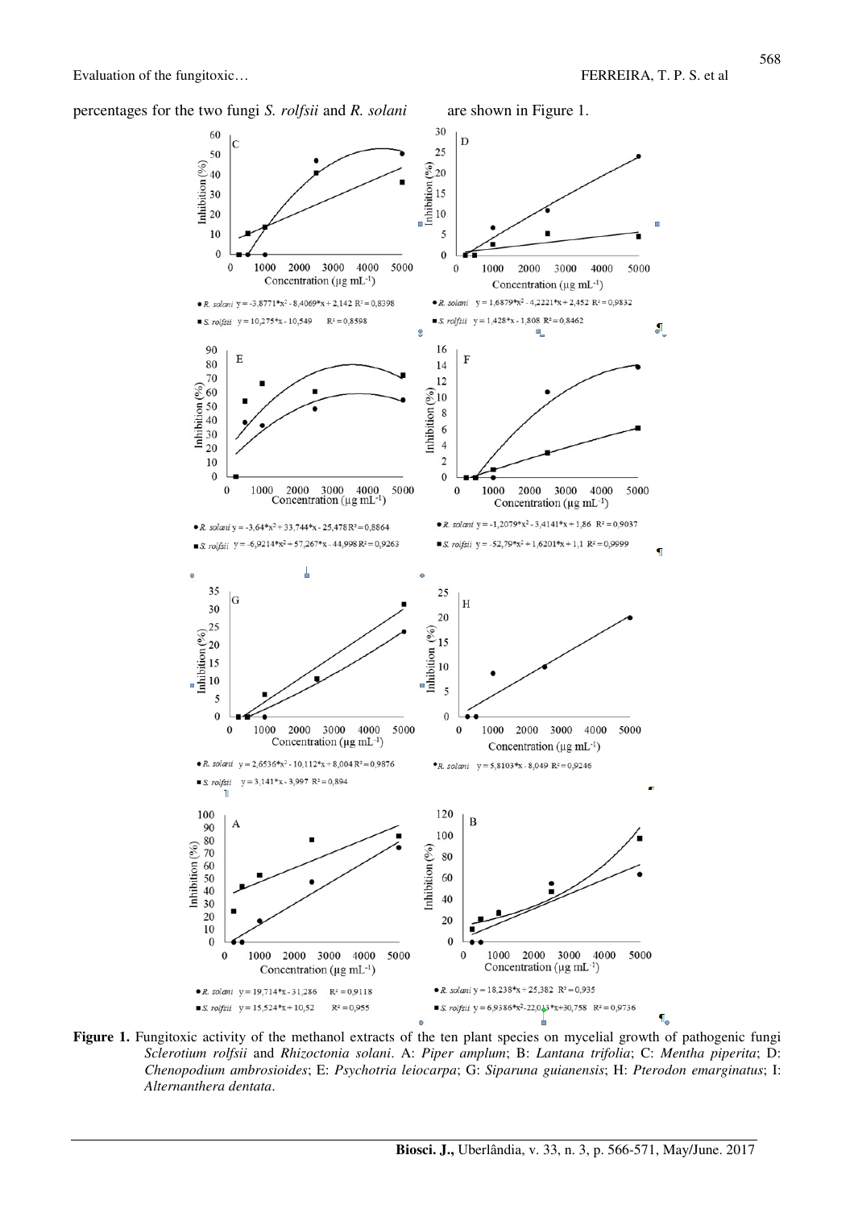percentages for the two fungi *S. rolfsii* and *R. solani* are shown in Figure 1.

**Figure 1.** Fungitoxic activity of the methanol extracts of the ten plant species on mycelial growth of pathogenic fungi *Sclerotium rolfsii* and *Rhizoctonia solani*. A: *Piper amplum*; B: *Lantana trifolia*; C: *Mentha piperita*; D: *Chenopodium ambrosioides*; E: *Psychotria leiocarpa*; G: *Siparuna guianensis*; H: *Pterodon emarginatus*; I: *Alternanthera dentata*.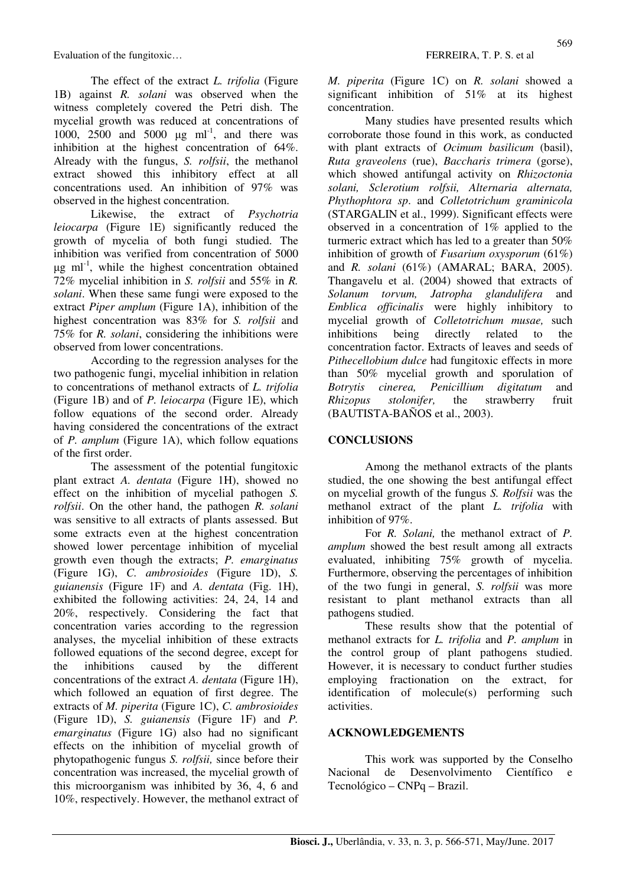The effect of the extract *L. trifolia* (Figure 1B) against *R. solani* was observed when the witness completely covered the Petri dish. The mycelial growth was reduced at concentrations of 1000, 2500 and 5000 μg ml$^{-1}$, and there was inhibition at the highest concentration of 64%. Already with the fungus, *S. rolfsii*, the methanol extract showed this inhibitory effect at all concentrations used. An inhibition of 97% was observed in the highest concentration.

Likewise, the extract of *Psychotria leiocarpa* (Figure 1E) significantly reduced the growth of mycelia of both fungi studied. The inhibition was verified from concentration of 5000 μg ml$^{-1}$, while the highest concentration obtained 72% mycelial inhibition in *S. rolfsii* and 55% in *R. solani*. When these same fungi were exposed to the extract *Piper amplum* (Figure 1A), inhibition of the highest concentration was 83% for *S. rolfsii* and 75% for *R. solani*, considering the inhibitions were observed from lower concentrations.

According to the regression analyses for the two pathogenic fungi, mycelial inhibition in relation to concentrations of methanol extracts of *L. trifolia* (Figure 1B) and of *P. leiocarpa* (Figure 1E), which follow equations of the second order. Already having considered the concentrations of the extract of *P. amplum* (Figure 1A), which follow equations of the first order.

The assessment of the potential fungitoxic plant extract *A. dentata* (Figure 1H), showed no effect on the inhibition of mycelial pathogen *S. rolfsii*. On the other hand, the pathogen *R. solani* was sensitive to all extracts of plants assessed. But some extracts even at the highest concentration showed lower percentage inhibition of mycelial growth even though the extracts; *P. emarginatus* (Figure 1G), *C. ambrosioides* (Figure 1D), *S. guianensis* (Figure 1F) and *A. dentata* (Fig. 1H), exhibited the following activities: 24, 24, 14 and 20%, respectively. Considering the fact that concentration varies according to the regression analyses, the mycelial inhibition of these extracts followed equations of the second degree, except for the inhibitions caused by the different concentrations of the extract *A. dentata* (Figure 1H), which followed an equation of first degree. The extracts of *M. piperita* (Figure 1C), *C. ambrosioides* (Figure 1D), *S. guianensis* (Figure 1F) and *P. emarginatus* (Figure 1G) also had no significant effects on the inhibition of mycelial growth of phytopathogenic fungus *S. rolfsii,* since before their concentration was increased, the mycelial growth of this microorganism was inhibited by 36, 4, 6 and 10%, respectively. However, the methanol extract of *M. piperita* (Figure 1C) on *R. solani* showed a significant inhibition of 51% at its highest concentration.

Many studies have presented results which corroborate those found in this work, as conducted with plant extracts of *Ocimum basilicum* (basil), *Ruta graveolens* (rue), *Baccharis trimera* (gorse), which showed antifungal activity on *Rhizoctonia solani, Sclerotium rolfsii, Alternaria alternata, Phythophtora sp*. and *Colletotrichum graminicola* (STARGALIN et al., 1999). Significant effects were observed in a concentration of 1% applied to the turmeric extract which has led to a greater than 50% inhibition of growth of *Fusarium oxysporum* (61%) and *R. solani* (61%) (AMARAL; BARA, 2005). Thangavelu et al. (2004) showed that extracts of *Solanum torvum, Jatropha glandulifera* and *Emblica officinalis* were highly inhibitory to mycelial growth of *Colletotrichum musae,* such inhibitions being directly related to the concentration factor. Extracts of leaves and seeds of *Pithecellobium dulce* had fungitoxic effects in more than 50% mycelial growth and sporulation of *Botrytis cinerea, Penicillium digitatum* and *Rhizopus stolonifer,* the strawberry fruit (BAUTISTA-BAÑOS et al., 2003).

## CONCLUSIONS

Among the methanol extracts of the plants studied, the one showing the best antifungal effect on mycelial growth of the fungus *S. Rolfsii* was the methanol extract of the plant *L. trifolia* with inhibition of 97%.

For *R. Solani,* the methanol extract of *P. amplum* showed the best result among all extracts evaluated, inhibiting 75% growth of mycelia. Furthermore, observing the percentages of inhibition of the two fungi in general, *S. rolfsii* was more resistant to plant methanol extracts than all pathogens studied.

These results show that the potential of methanol extracts for *L. trifolia* and *P. amplum* in the control group of plant pathogens studied. However, it is necessary to conduct further studies employing fractionation on the extract, for identification of molecule(s) performing such activities.

## ACKNOWLEDGEMENTS

This work was supported by the Conselho Nacional de Desenvolvimento Científico e Tecnológico – CNPq – Brazil.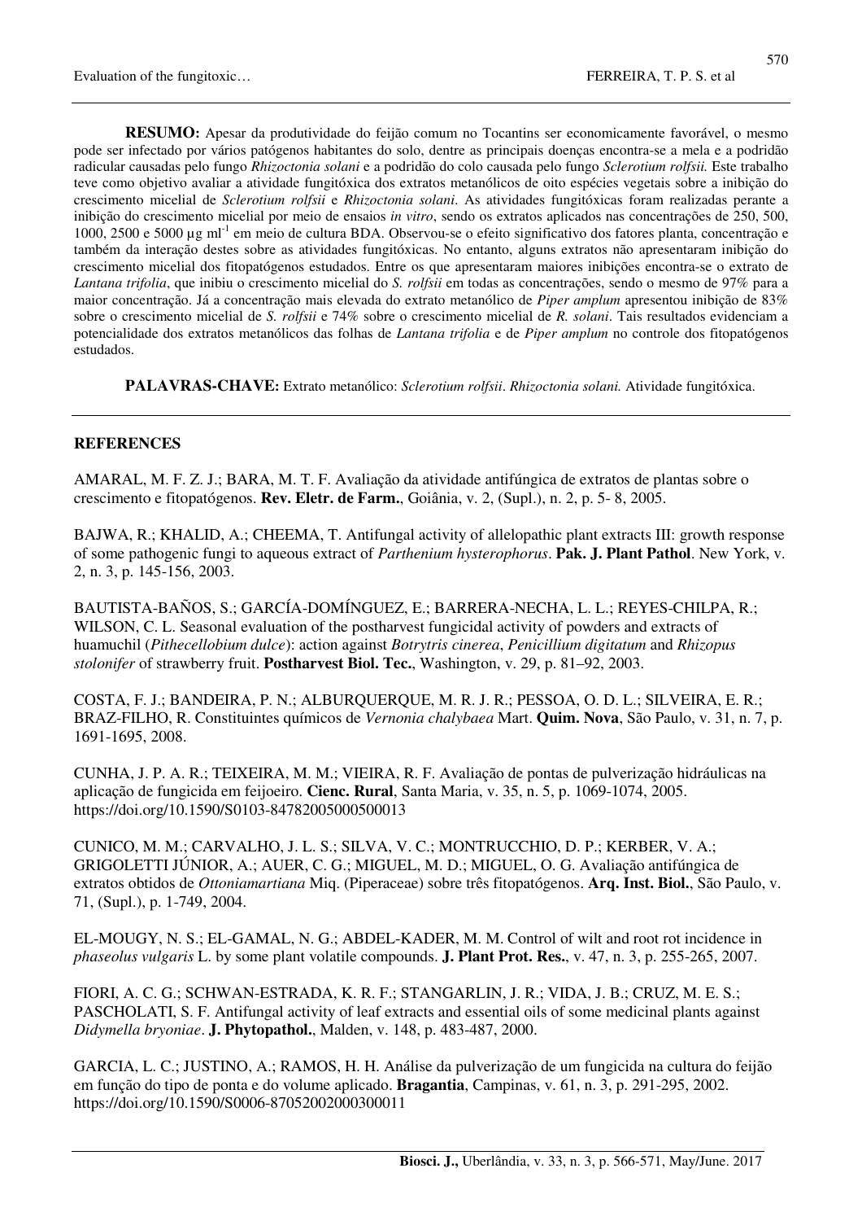**RESUMO:** Apesar da produtividade do feijão comum no Tocantins ser economicamente favorável, o mesmo pode ser infectado por vários patógenos habitantes do solo, dentre as principais doenças encontra-se a mela e a podridão radicular causadas pelo fungo *Rhizoctonia solani* e a podridão do colo causada pelo fungo *Sclerotium rolfsii.* Este trabalho teve como objetivo avaliar a atividade fungitóxica dos extratos metanólicos de oito espécies vegetais sobre a inibição do crescimento micelial de *Sclerotium rolfsii* e *Rhizoctonia solani*. As atividades fungitóxicas foram realizadas perante a inibição do crescimento micelial por meio de ensaios *in vitro*, sendo os extratos aplicados nas concentrações de 250, 500, 1000, 2500 e 5000 µg ml$^{-1}$ em meio de cultura BDA. Observou-se o efeito significativo dos fatores planta, concentração e também da interação destes sobre as atividades fungitóxicas. No entanto, alguns extratos não apresentaram inibição do crescimento micelial dos fitopatógenos estudados. Entre os que apresentaram maiores inibições encontra-se o extrato de *Lantana trifolia*, que inibiu o crescimento micelial do *S. rolfsii* em todas as concentrações, sendo o mesmo de 97% para a maior concentração. Já a concentração mais elevada do extrato metanólico de *Piper amplum* apresentou inibição de 83% sobre o crescimento micelial de *S. rolfsii* e 74% sobre o crescimento micelial de *R. solani*. Tais resultados evidenciam a potencialidade dos extratos metanólicos das folhas de *Lantana trifolia* e de *Piper amplum* no controle dos fitopatógenos estudados.

**PALAVRAS-CHAVE:** Extrato metanólico: *Sclerotium rolfsii*. *Rhizoctonia solani.* Atividade fungitóxica.

## REFERENCES

AMARAL, M. F. Z. J.; BARA, M. T. F. Avaliação da atividade antifúngica de extratos de plantas sobre o crescimento e fitopatógenos. **Rev. Eletr. de Farm.**, Goiânia, v. 2, (Supl.), n. 2, p. 5- 8, 2005.

BAJWA, R.; KHALID, A.; CHEEMA, T. Antifungal activity of allelopathic plant extracts III: growth response of some pathogenic fungi to aqueous extract of *Parthenium hysterophorus*. **Pak. J. Plant Pathol**. New York, v. 2, n. 3, p. 145-156, 2003.

BAUTISTA-BAÑOS, S.; GARCÍA-DOMÍNGUEZ, E.; BARRERA-NECHA, L. L.; REYES-CHILPA, R.; WILSON, C. L. Seasonal evaluation of the postharvest fungicidal activity of powders and extracts of huamuchil (*Pithecellobium dulce*): action against *Botrytris cinerea*, *Penicillium digitatum* and *Rhizopus stolonifer* of strawberry fruit. **Postharvest Biol. Tec.**, Washington, v. 29, p. 81–92, 2003.

COSTA, F. J.; BANDEIRA, P. N.; ALBURQUERQUE, M. R. J. R.; PESSOA, O. D. L.; SILVEIRA, E. R.; BRAZ-FILHO, R. Constituintes químicos de *Vernonia chalybaea* Mart. **Quim. Nova**, São Paulo, v. 31, n. 7, p. 1691-1695, 2008.

CUNHA, J. P. A. R.; TEIXEIRA, M. M.; VIEIRA, R. F. Avaliação de pontas de pulverização hidráulicas na aplicação de fungicida em feijoeiro. **Cienc. Rural**, Santa Maria, v. 35, n. 5, p. 1069-1074, 2005. https://doi.org/10.1590/S0103-84782005000500013

CUNICO, M. M.; CARVALHO, J. L. S.; SILVA, V. C.; MONTRUCCHIO, D. P.; KERBER, V. A.; GRIGOLETTI JÚNIOR, A.; AUER, C. G.; MIGUEL, M. D.; MIGUEL, O. G. Avaliação antifúngica de extratos obtidos de *Ottoniamartiana* Miq. (Piperaceae) sobre três fitopatógenos. **Arq. Inst. Biol.**, São Paulo, v. 71, (Supl.), p. 1-749, 2004.

EL-MOUGY, N. S.; EL-GAMAL, N. G.; ABDEL-KADER, M. M. Control of wilt and root rot incidence in *phaseolus vulgaris* L. by some plant volatile compounds. **J. Plant Prot. Res.**, v. 47, n. 3, p. 255-265, 2007.

FIORI, A. C. G.; SCHWAN-ESTRADA, K. R. F.; STANGARLIN, J. R.; VIDA, J. B.; CRUZ, M. E. S.; PASCHOLATI, S. F. Antifungal activity of leaf extracts and essential oils of some medicinal plants against *Didymella bryoniae*. **J. Phytopathol.**, Malden, v. 148, p. 483-487, 2000.

GARCIA, L. C.; JUSTINO, A.; RAMOS, H. H. Análise da pulverização de um fungicida na cultura do feijão em função do tipo de ponta e do volume aplicado. **Bragantia**, Campinas, v. 61, n. 3, p. 291-295, 2002. https://doi.org/10.1590/S0006-87052002000300011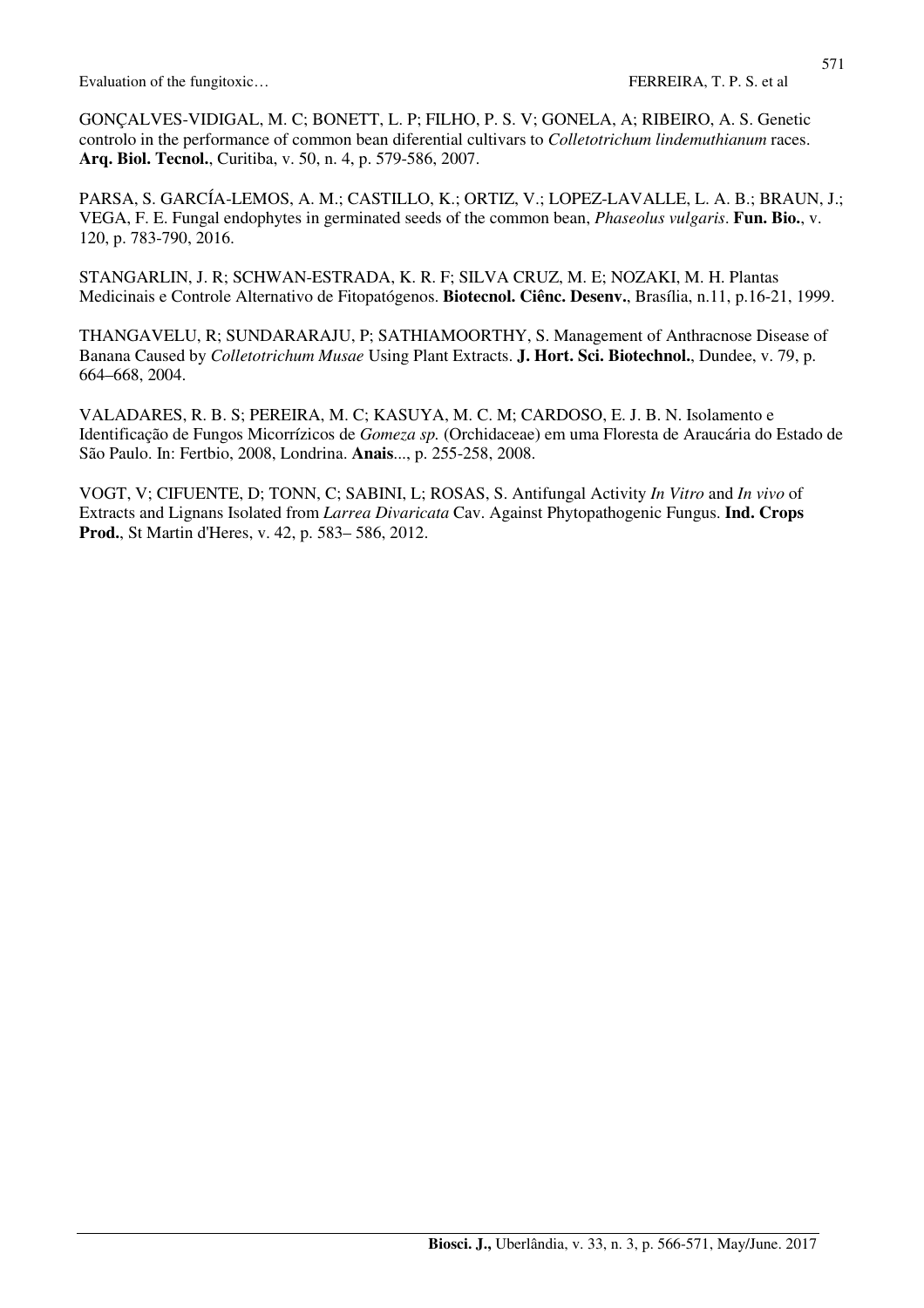GONÇALVES-VIDIGAL, M. C; BONETT, L. P; FILHO, P. S. V; GONELA, A; RIBEIRO, A. S. Genetic controlo in the performance of common bean diferential cultivars to *Colletotrichum lindemuthianum* races. **Arq. Biol. Tecnol.**, Curitiba, v. 50, n. 4, p. 579-586, 2007.

PARSA, S. GARCÍA-LEMOS, A. M.; CASTILLO, K.; ORTIZ, V.; LOPEZ-LAVALLE, L. A. B.; BRAUN, J.; VEGA, F. E. Fungal endophytes in germinated seeds of the common bean, *Phaseolus vulgaris*. **Fun. Bio.**, v. 120, p. 783-790, 2016.

STANGARLIN, J. R; SCHWAN-ESTRADA, K. R. F; SILVA CRUZ, M. E; NOZAKI, M. H. Plantas Medicinais e Controle Alternativo de Fitopatógenos. **Biotecnol. Ciênc. Desenv.**, Brasília, n.11, p.16-21, 1999.

THANGAVELU, R; SUNDARARAJU, P; SATHIAMOORTHY, S. Management of Anthracnose Disease of Banana Caused by *Colletotrichum Musae* Using Plant Extracts. **J. Hort. Sci. Biotechnol.**, Dundee, v. 79, p. 664–668, 2004.

VALADARES, R. B. S; PEREIRA, M. C; KASUYA, M. C. M; CARDOSO, E. J. B. N. Isolamento e Identificação de Fungos Micorrízicos de *Gomeza sp.* (Orchidaceae) em uma Floresta de Araucária do Estado de São Paulo. In: Fertbio, 2008, Londrina. **Anais**..., p. 255-258, 2008.

VOGT, V; CIFUENTE, D; TONN, C; SABINI, L; ROSAS, S. Antifungal Activity *In Vitro* and *In vivo* of Extracts and Lignans Isolated from *Larrea Divaricata* Cav. Against Phytopathogenic Fungus. **Ind. Crops Prod.**, St Martin d'Heres, v. 42, p. 583– 586, 2012.